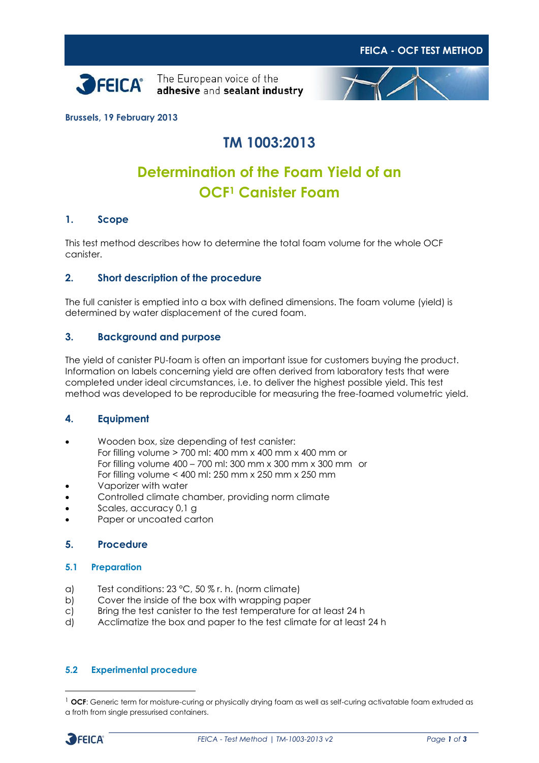FEICA - OCF TEST METHOD

The European voice of the **adhesive** and **sealant industry**

**Brussels, 19 February 2013**

# TM 1003:2013

# Determination of the Foam Yield of an OCF[1] Canister Foam

## 1. Scope

This test method describes how to determine the total foam volume for the whole OCF canister.

## 2. Short description of the procedure

The full canister is emptied into a box with defined dimensions. The foam volume (yield) is determined by water displacement of the cured foam.

## 3. Background and purpose

The yield of canister PU-foam is often an important issue for customers buying the product. Information on labels concerning yield are often derived from laboratory tests that were completed under ideal circumstances, i.e. to deliver the highest possible yield. This test method was developed to be reproducible for measuring the free-foamed volumetric yield.

## 4. Equipment

- Wooden box, size depending of test canister:
  For filling volume > 700 ml: 400 mm x 400 mm x 400 mm or
  For filling volume 400 – 700 ml: 300 mm x 300 mm x 300 mm or
  For filling volume < 400 ml: 250 mm x 250 mm x 250 mm
- Vaporizer with water
- Controlled climate chamber, providing norm climate
- Scales, accuracy 0,1 g
- Paper or uncoated carton

## 5. Procedure

### 5.1 Preparation

a) Test conditions: 23 °C, 50 % r. h. (norm climate)
b) Cover the inside of the box with wrapping paper
c) Bring the test canister to the test temperature for at least 24 h
d) Acclimatize the box and paper to the test climate for at least 24 h

### 5.2 Experimental procedure

[1] **OCF**: Generic term for moisture-curing or physically drying foam as well as self-curing activatable foam extruded as a froth from single pressurised containers.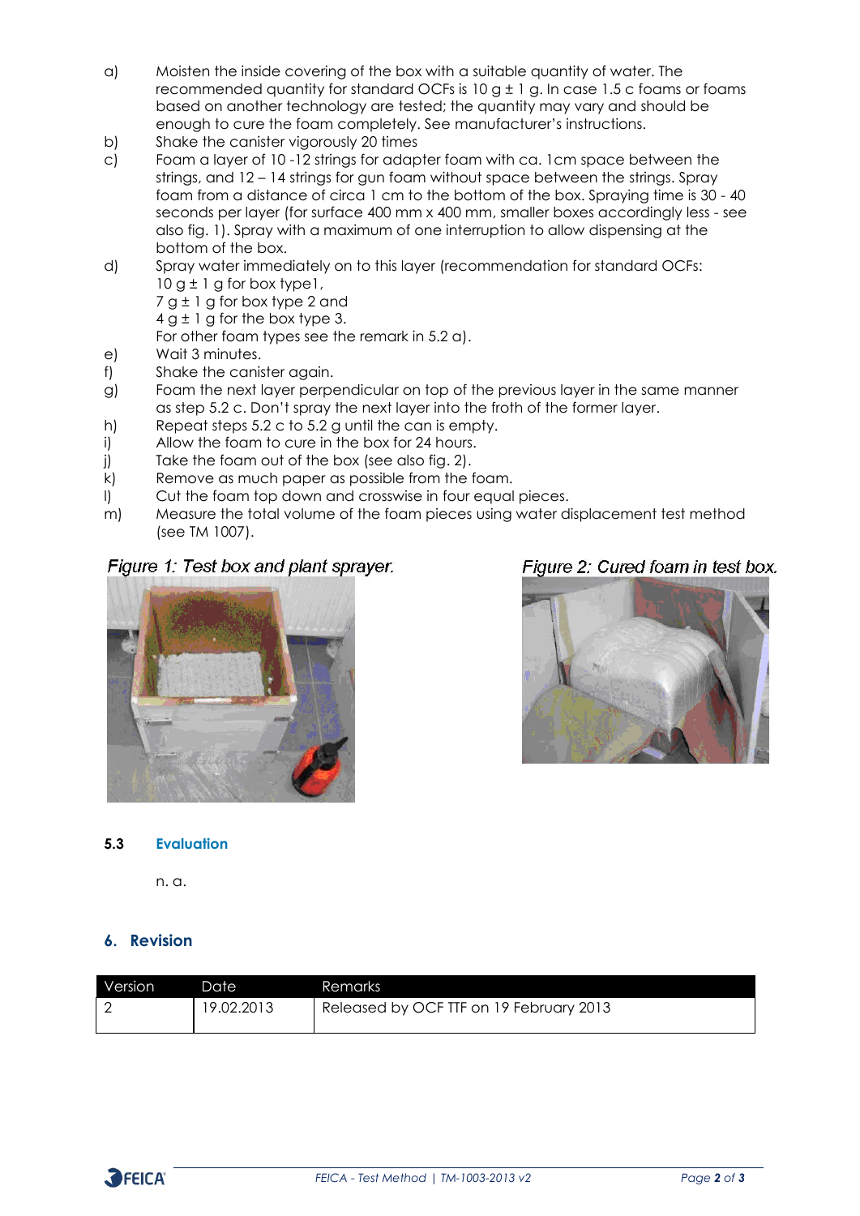a) Moisten the inside covering of the box with a suitable quantity of water. The recommended quantity for standard OCFs is 10 g ± 1 g. In case 1.5 c foams or foams based on another technology are tested; the quantity may vary and should be enough to cure the foam completely. See manufacturer's instructions.

b) Shake the canister vigorously 20 times

c) Foam a layer of 10 -12 strings for adapter foam with ca. 1cm space between the strings, and 12 – 14 strings for gun foam without space between the strings. Spray foam from a distance of circa 1 cm to the bottom of the box. Spraying time is 30 - 40 seconds per layer (for surface 400 mm x 400 mm, smaller boxes accordingly less - see also fig. 1). Spray with a maximum of one interruption to allow dispensing at the bottom of the box.

d) Spray water immediately on to this layer (recommendation for standard OCFs:
10 g ± 1 g for box type1,
7 g ± 1 g for box type 2 and
4 g ± 1 g for the box type 3.
For other foam types see the remark in 5.2 a).

e) Wait 3 minutes.

f) Shake the canister again.

g) Foam the next layer perpendicular on top of the previous layer in the same manner as step 5.2 c. Don't spray the next layer into the froth of the former layer.

h) Repeat steps 5.2 c to 5.2 g until the can is empty.

i) Allow the foam to cure in the box for 24 hours.

j) Take the foam out of the box (see also fig. 2).

k) Remove as much paper as possible from the foam.

l) Cut the foam top down and crosswise in four equal pieces.

m) Measure the total volume of the foam pieces using water displacement test method (see TM 1007).

*Figure 1: Test box and plant sprayer.*

*Figure 2: Cured foam in test box.*

### 5.3 Evaluation

n. a.

## 6. Revision

| Version | Date | Remarks |
|---|---|---|
| 2 | 19.02.2013 | Released by OCF TTF on 19 February 2013 |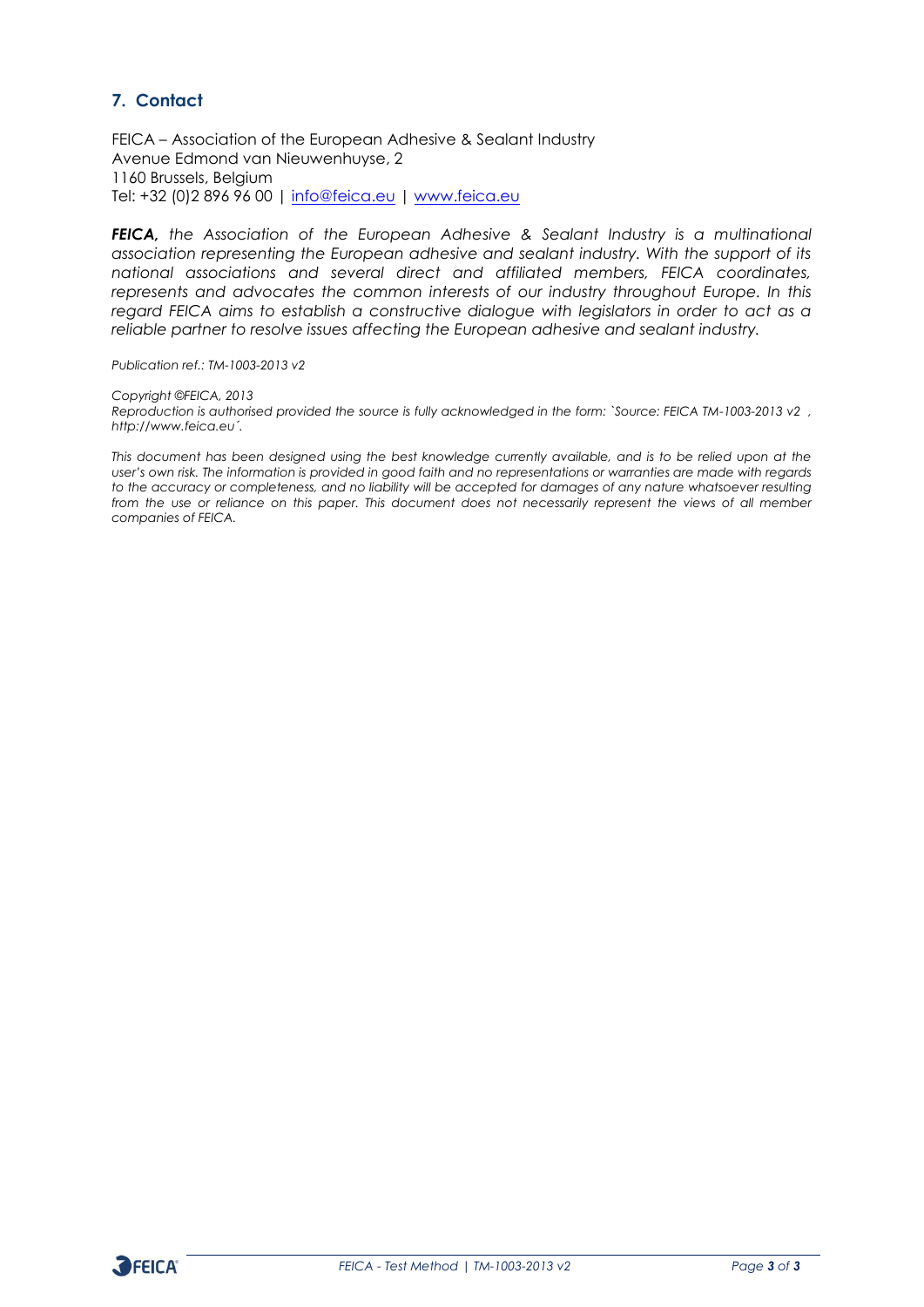## 7. Contact

FEICA – Association of the European Adhesive & Sealant Industry
Avenue Edmond van Nieuwenhuyse, 2
1160 Brussels, Belgium
Tel: +32 (0)2 896 96 00 | info@feica.eu | www.feica.eu

***FEICA,** the Association of the European Adhesive & Sealant Industry is a multinational association representing the European adhesive and sealant industry. With the support of its national associations and several direct and affiliated members, FEICA coordinates, represents and advocates the common interests of our industry throughout Europe. In this regard FEICA aims to establish a constructive dialogue with legislators in order to act as a reliable partner to resolve issues affecting the European adhesive and sealant industry.*

*Publication ref.: TM-1003-2013 v2*

*Copyright ©FEICA, 2013*
*Reproduction is authorised provided the source is fully acknowledged in the form: `Source: FEICA TM-1003-2013 v2 , http://www.feica.eu´.*

*This document has been designed using the best knowledge currently available, and is to be relied upon at the user's own risk. The information is provided in good faith and no representations or warranties are made with regards to the accuracy or completeness, and no liability will be accepted for damages of any nature whatsoever resulting from the use or reliance on this paper. This document does not necessarily represent the views of all member companies of FEICA.*